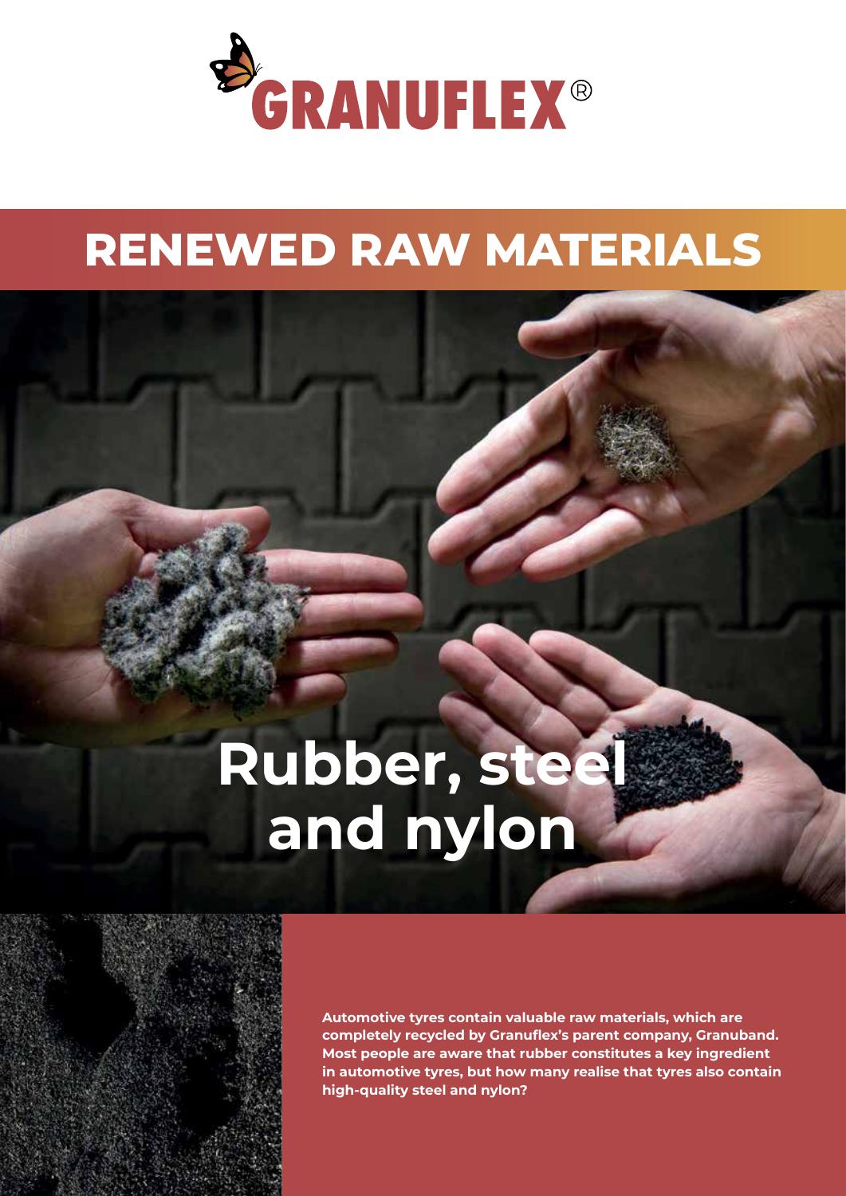GRANUFLEX®

# RENEWED RAW MATERIALS

# Rubber, steel and nylon

**Automotive tyres contain valuable raw materials, which are completely recycled by Granuflex's parent company, Granuband. Most people are aware that rubber constitutes a key ingredient in automotive tyres, but how many realise that tyres also contain high-quality steel and nylon?**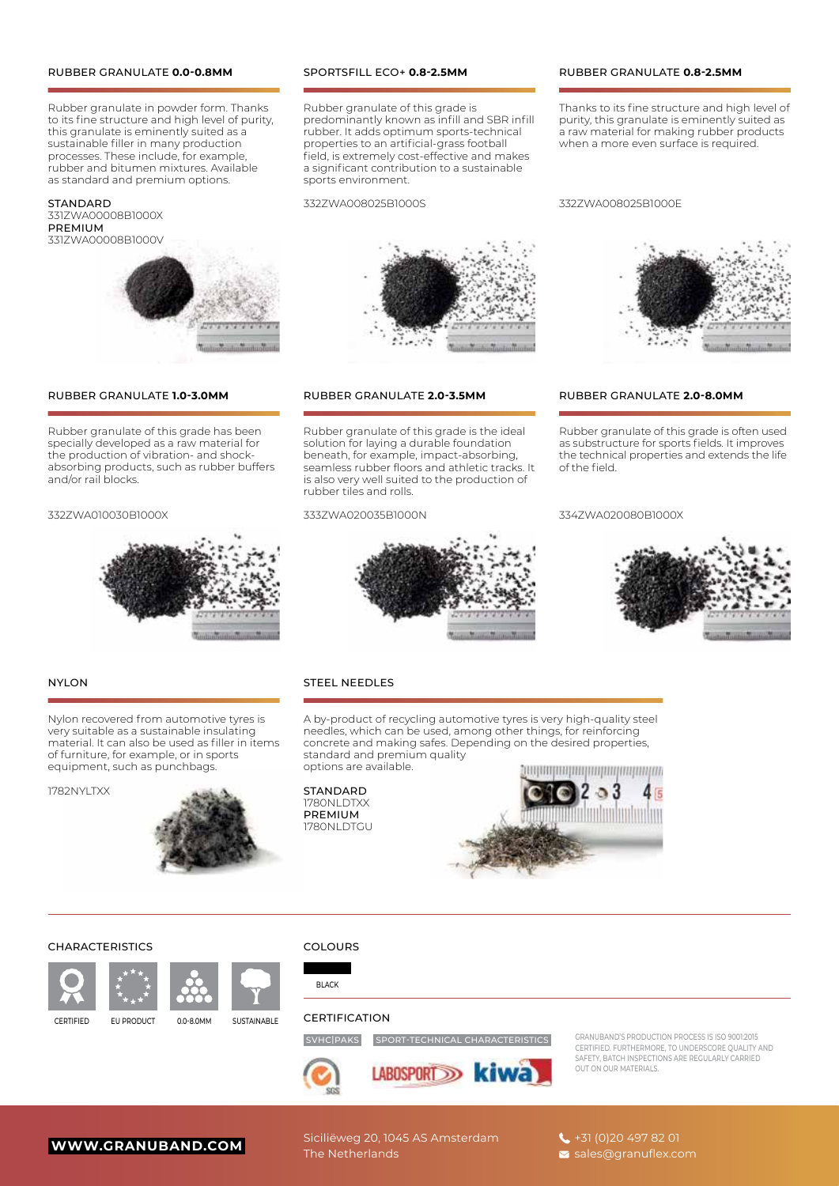## RUBBER GRANULATE **0.0-0.8MM**

Rubber granulate in powder form. Thanks to its fine structure and high level of purity, this granulate is eminently suited as a sustainable filler in many production processes. These include, for example, rubber and bitumen mixtures. Available as standard and premium options.

STANDARD
331ZWA00008B1000X
PREMIUM
331ZWA00008B1000V

## SPORTSFILL ECO+ **0.8-2.5MM**

Rubber granulate of this grade is predominantly known as infill and SBR infill rubber. It adds optimum sports-technical properties to an artificial-grass football field, is extremely cost-effective and makes a significant contribution to a sustainable sports environment.

332ZWA008025B1000S

## RUBBER GRANULATE **0.8-2.5MM**

Thanks to its fine structure and high level of purity, this granulate is eminently suited as a raw material for making rubber products when a more even surface is required.

332ZWA008025B1000E

## RUBBER GRANULATE **1.0-3.0MM**

Rubber granulate of this grade has been specially developed as a raw material for the production of vibration- and shock-absorbing products, such as rubber buffers and/or rail blocks.

332ZWA010030B1000X

## RUBBER GRANULATE **2.0-3.5MM**

Rubber granulate of this grade is the ideal solution for laying a durable foundation beneath, for example, impact-absorbing, seamless rubber floors and athletic tracks. It is also very well suited to the production of rubber tiles and rolls.

333ZWA020035B1000N

## RUBBER GRANULATE **2.0-8.0MM**

Rubber granulate of this grade is often used as substructure for sports fields. It improves the technical properties and extends the life of the field.

334ZWA020080B1000X

## NYLON

Nylon recovered from automotive tyres is very suitable as a sustainable insulating material. It can also be used as filler in items of furniture, for example, or in sports equipment, such as punchbags.

1782NYLTXX

## STEEL NEEDLES

A by-product of recycling automotive tyres is very high-quality steel needles, which can be used, among other things, for reinforcing concrete and making safes. Depending on the desired properties, standard and premium quality options are available.

STANDARD
1780NLDTXX
PREMIUM
1780NLDTGU

## CHARACTERISTICS

CERTIFIED
EU PRODUCT
0.0-8.0MM
SUSTAINABLE

## COLOURS

BLACK

## CERTIFICATION

SVHC|PAKS
SPORT-TECHNICAL CHARACTERISTICS

SGS
LABOSPORT
kiwa

GRANUBAND'S PRODUCTION PROCESS IS ISO 9001:2015 CERTIFIED. FURTHERMORE, TO UNDERSCORE QUALITY AND SAFETY, BATCH INSPECTIONS ARE REGULARLY CARRIED OUT ON OUR MATERIALS.

**WWW.GRANUBAND.COM**

Siciliëweg 20, 1045 AS Amsterdam
The Netherlands

+31 (0)20 497 82 01
sales@granuflex.com